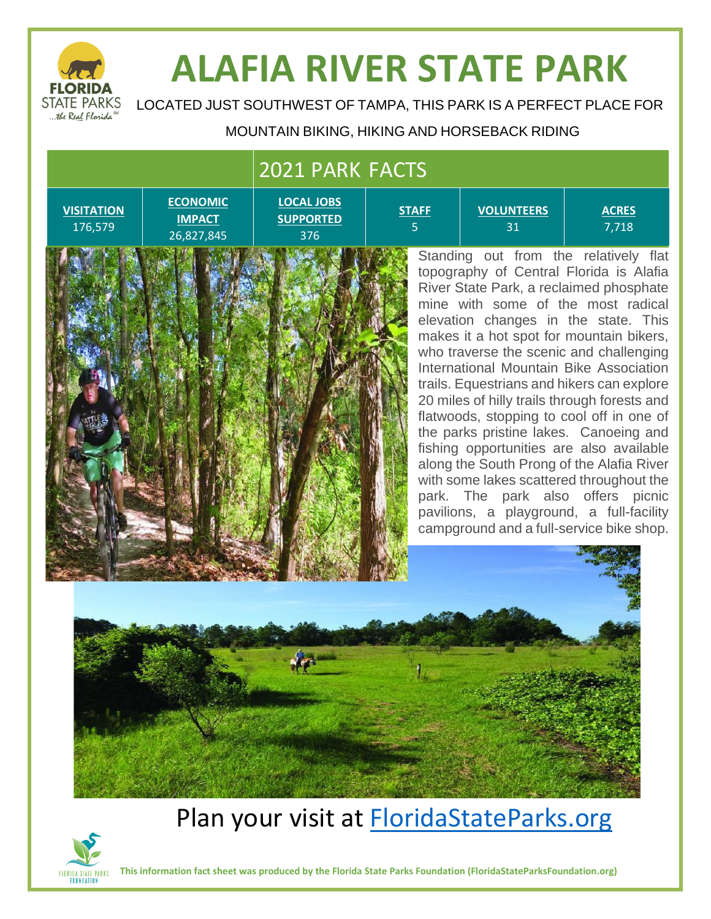# ALAFIA RIVER STATE PARK

LOCATED JUST SOUTHWEST OF TAMPA, THIS PARK IS A PERFECT PLACE FOR MOUNTAIN BIKING, HIKING AND HORSEBACK RIDING

## 2021 PARK FACTS

| VISITATION | ECONOMIC IMPACT | LOCAL JOBS SUPPORTED | STAFF | VOLUNTEERS | ACRES |
|---|---|---|---|---|---|
| 176,579 | 26,827,845 | 376 | 5 | 31 | 7,718 |

Standing out from the relatively flat topography of Central Florida is Alafia River State Park, a reclaimed phosphate mine with some of the most radical elevation changes in the state. This makes it a hot spot for mountain bikers, who traverse the scenic and challenging International Mountain Bike Association trails. Equestrians and hikers can explore 20 miles of hilly trails through forests and flatwoods, stopping to cool off in one of the parks pristine lakes. Canoeing and fishing opportunities are also available along the South Prong of the Alafia River with some lakes scattered throughout the park. The park also offers picnic pavilions, a playground, a full-facility campground and a full-service bike shop.

Plan your visit at [FloridaStateParks.org](https://FloridaStateParks.org)

**This information fact sheet was produced by the Florida State Parks Foundation (FloridaStateParksFoundation.org)**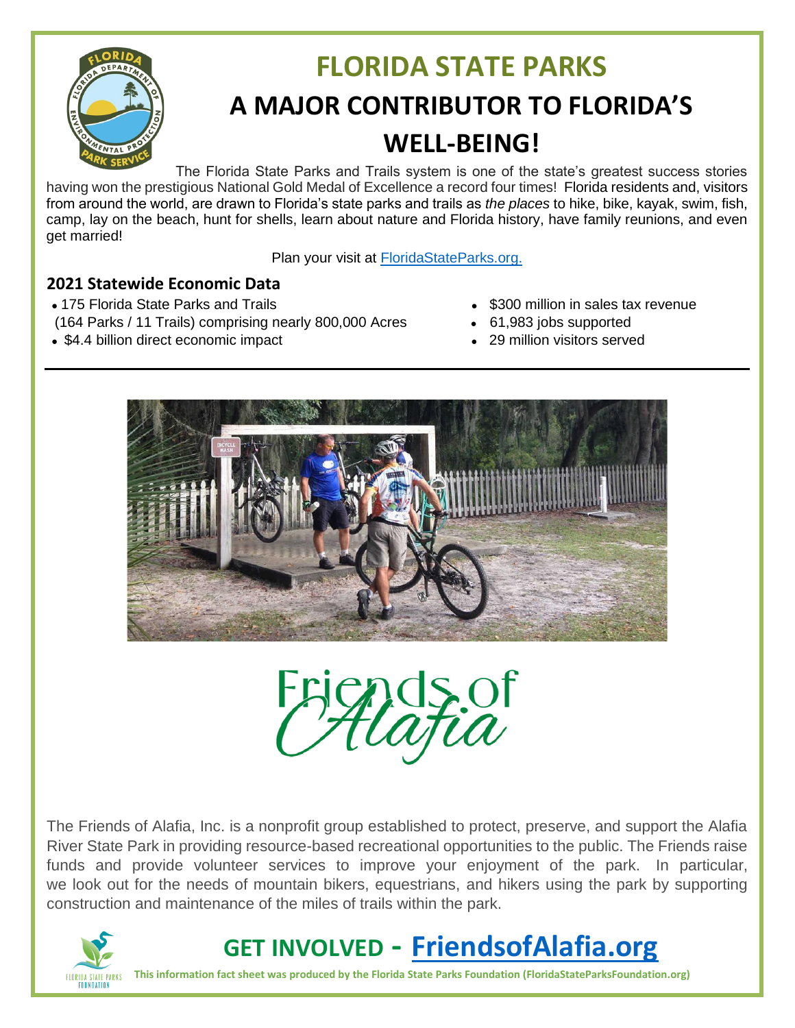# FLORIDA STATE PARKS

## A MAJOR CONTRIBUTOR TO FLORIDA'S WELL-BEING!

The Florida State Parks and Trails system is one of the state's greatest success stories having won the prestigious National Gold Medal of Excellence a record four times! Florida residents and, visitors from around the world, are drawn to Florida's state parks and trails as *the places* to hike, bike, kayak, swim, fish, camp, lay on the beach, hunt for shells, learn about nature and Florida history, have family reunions, and even get married!

Plan your visit at [FloridaStateParks.org.](FloridaStateParks.org)

### 2021 Statewide Economic Data

- 175 Florida State Parks and Trails (164 Parks / 11 Trails) comprising nearly 800,000 Acres
- $4.4 billion direct economic impact
- $300 million in sales tax revenue
- 61,983 jobs supported
- 29 million visitors served

---

Friends of Alafia

The Friends of Alafia, Inc. is a nonprofit group established to protect, preserve, and support the Alafia River State Park in providing resource-based recreational opportunities to the public. The Friends raise funds and provide volunteer services to improve your enjoyment of the park. In particular, we look out for the needs of mountain bikers, equestrians, and hikers using the park by supporting construction and maintenance of the miles of trails within the park.

## GET INVOLVED - FriendsofAlafia.org

**This information fact sheet was produced by the Florida State Parks Foundation (FloridaStateParksFoundation.org)**